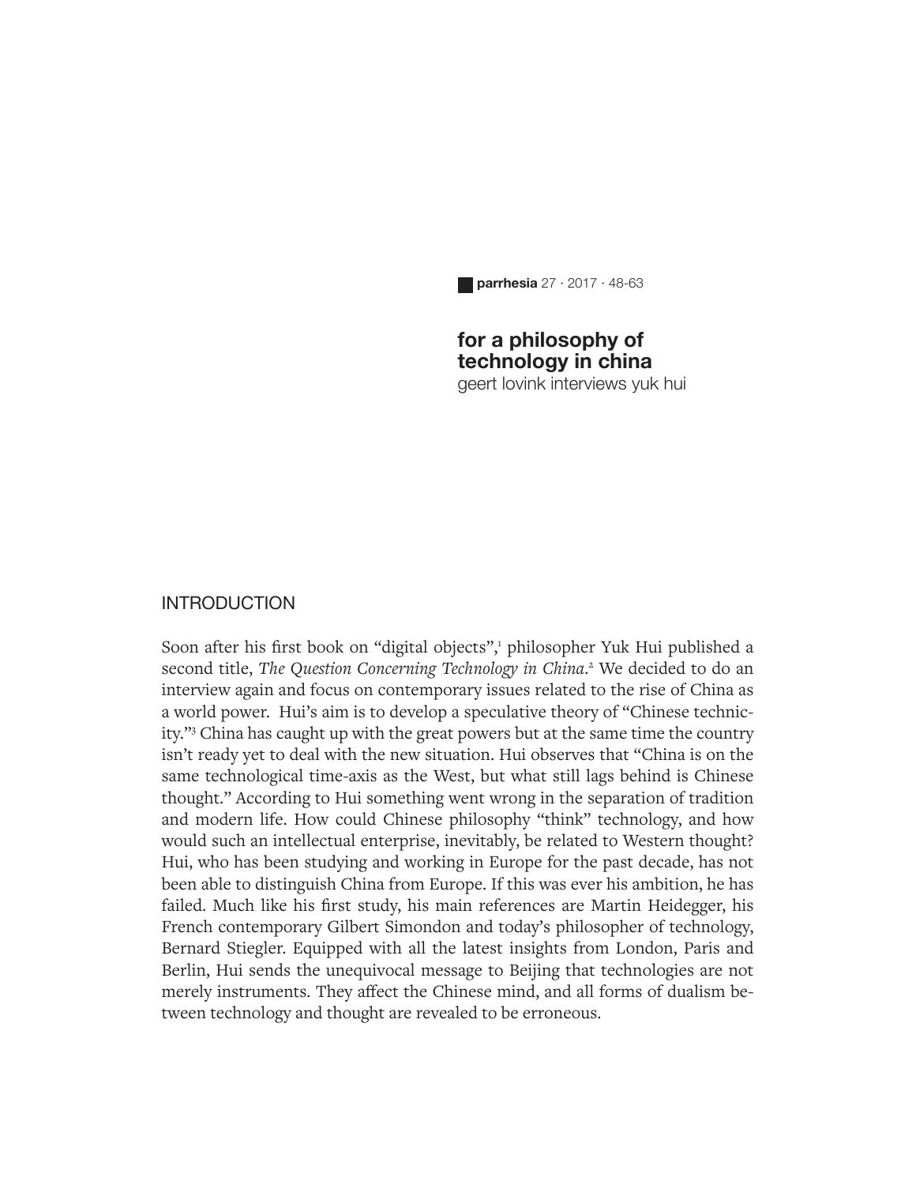# for a philosophy of technology in china

geert lovink interviews yuk hui

## INTRODUCTION

Soon after his first book on "digital objects",[1] philosopher Yuk Hui published a second title, *The Question Concerning Technology in China*.[2] We decided to do an interview again and focus on contemporary issues related to the rise of China as a world power. Hui's aim is to develop a speculative theory of "Chinese technicity."[3] China has caught up with the great powers but at the same time the country isn't ready yet to deal with the new situation. Hui observes that "China is on the same technological time-axis as the West, but what still lags behind is Chinese thought." According to Hui something went wrong in the separation of tradition and modern life. How could Chinese philosophy "think" technology, and how would such an intellectual enterprise, inevitably, be related to Western thought? Hui, who has been studying and working in Europe for the past decade, has not been able to distinguish China from Europe. If this was ever his ambition, he has failed. Much like his first study, his main references are Martin Heidegger, his French contemporary Gilbert Simondon and today's philosopher of technology, Bernard Stiegler. Equipped with all the latest insights from London, Paris and Berlin, Hui sends the unequivocal message to Beijing that technologies are not merely instruments. They affect the Chinese mind, and all forms of dualism between technology and thought are revealed to be erroneous.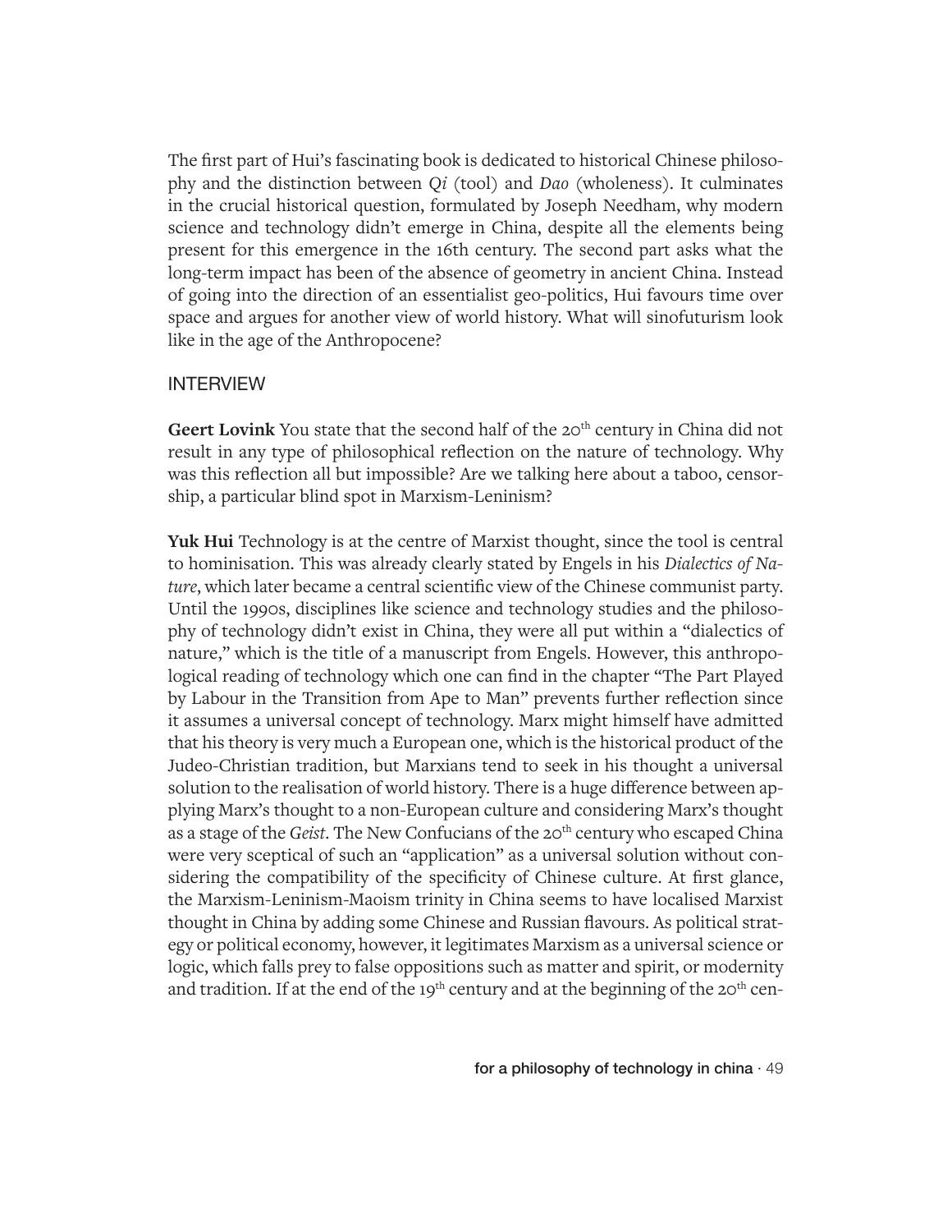The first part of Hui's fascinating book is dedicated to historical Chinese philosophy and the distinction between *Qi* (tool) and *Dao* (wholeness). It culminates in the crucial historical question, formulated by Joseph Needham, why modern science and technology didn't emerge in China, despite all the elements being present for this emergence in the 16th century. The second part asks what the long-term impact has been of the absence of geometry in ancient China. Instead of going into the direction of an essentialist geo-politics, Hui favours time over space and argues for another view of world history. What will sinofuturism look like in the age of the Anthropocene?

## INTERVIEW

**Geert Lovink** You state that the second half of the 20th century in China did not result in any type of philosophical reflection on the nature of technology. Why was this reflection all but impossible? Are we talking here about a taboo, censorship, a particular blind spot in Marxism-Leninism?

**Yuk Hui** Technology is at the centre of Marxist thought, since the tool is central to hominisation. This was already clearly stated by Engels in his *Dialectics of Nature*, which later became a central scientific view of the Chinese communist party. Until the 1990s, disciplines like science and technology studies and the philosophy of technology didn't exist in China, they were all put within a "dialectics of nature," which is the title of a manuscript from Engels. However, this anthropological reading of technology which one can find in the chapter "The Part Played by Labour in the Transition from Ape to Man" prevents further reflection since it assumes a universal concept of technology. Marx might himself have admitted that his theory is very much a European one, which is the historical product of the Judeo-Christian tradition, but Marxians tend to seek in his thought a universal solution to the realisation of world history. There is a huge difference between applying Marx's thought to a non-European culture and considering Marx's thought as a stage of the *Geist*. The New Confucians of the 20th century who escaped China were very sceptical of such an "application" as a universal solution without considering the compatibility of the specificity of Chinese culture. At first glance, the Marxism-Leninism-Maoism trinity in China seems to have localised Marxist thought in China by adding some Chinese and Russian flavours. As political strategy or political economy, however, it legitimates Marxism as a universal science or logic, which falls prey to false oppositions such as matter and spirit, or modernity and tradition. If at the end of the 19th century and at the beginning of the 20th cen-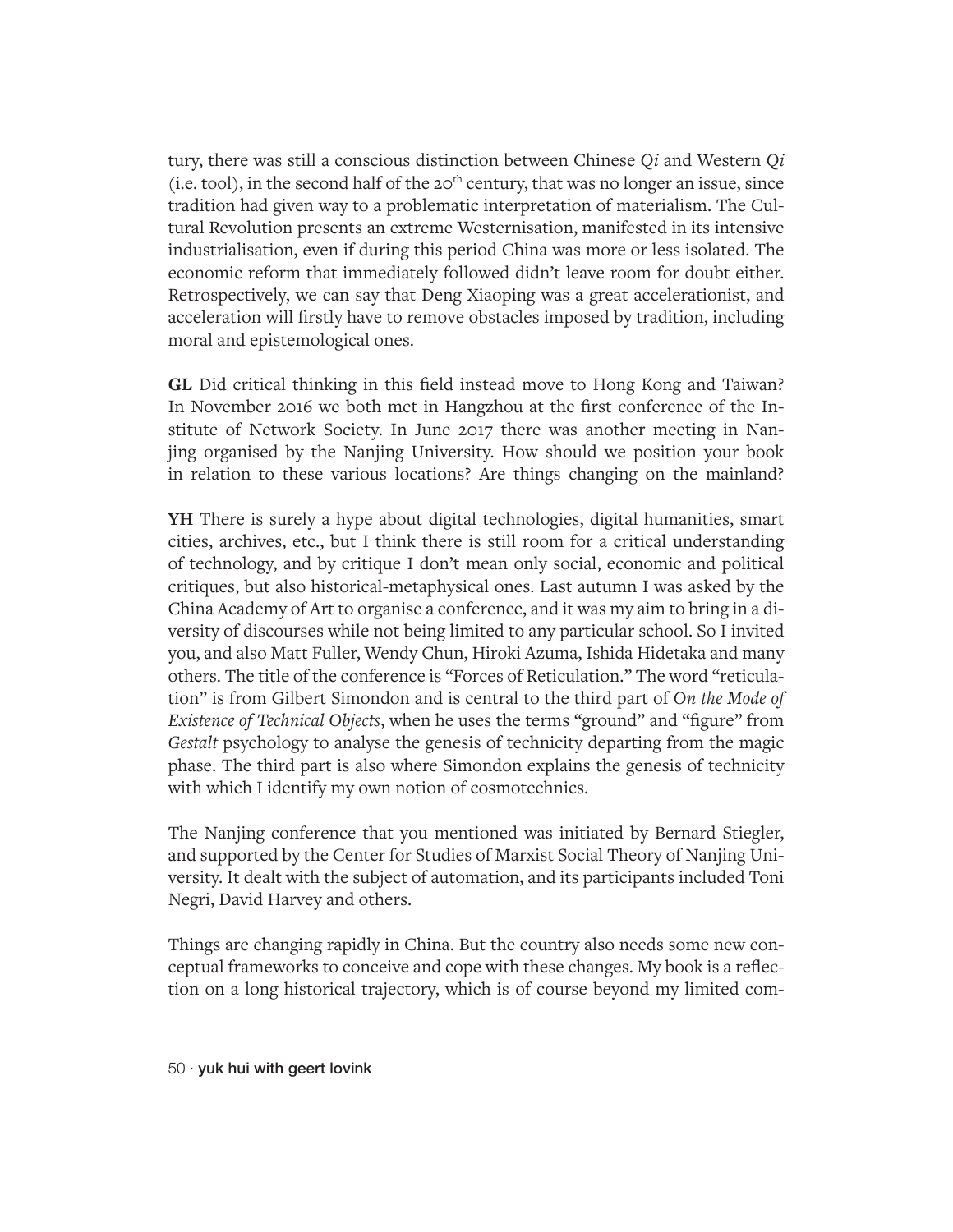tury, there was still a conscious distinction between Chinese *Qi* and Western *Qi* (i.e. tool), in the second half of the 20th century, that was no longer an issue, since tradition had given way to a problematic interpretation of materialism. The Cultural Revolution presents an extreme Westernisation, manifested in its intensive industrialisation, even if during this period China was more or less isolated. The economic reform that immediately followed didn't leave room for doubt either. Retrospectively, we can say that Deng Xiaoping was a great accelerationist, and acceleration will firstly have to remove obstacles imposed by tradition, including moral and epistemological ones.

**GL** Did critical thinking in this field instead move to Hong Kong and Taiwan? In November 2016 we both met in Hangzhou at the first conference of the Institute of Network Society. In June 2017 there was another meeting in Nanjing organised by the Nanjing University. How should we position your book in relation to these various locations? Are things changing on the mainland?

**YH** There is surely a hype about digital technologies, digital humanities, smart cities, archives, etc., but I think there is still room for a critical understanding of technology, and by critique I don't mean only social, economic and political critiques, but also historical-metaphysical ones. Last autumn I was asked by the China Academy of Art to organise a conference, and it was my aim to bring in a diversity of discourses while not being limited to any particular school. So I invited you, and also Matt Fuller, Wendy Chun, Hiroki Azuma, Ishida Hidetaka and many others. The title of the conference is "Forces of Reticulation." The word "reticulation" is from Gilbert Simondon and is central to the third part of *On the Mode of Existence of Technical Objects*, when he uses the terms "ground" and "figure" from *Gestalt* psychology to analyse the genesis of technicity departing from the magic phase. The third part is also where Simondon explains the genesis of technicity with which I identify my own notion of cosmotechnics.

The Nanjing conference that you mentioned was initiated by Bernard Stiegler, and supported by the Center for Studies of Marxist Social Theory of Nanjing University. It dealt with the subject of automation, and its participants included Toni Negri, David Harvey and others.

Things are changing rapidly in China. But the country also needs some new conceptual frameworks to conceive and cope with these changes. My book is a reflection on a long historical trajectory, which is of course beyond my limited com-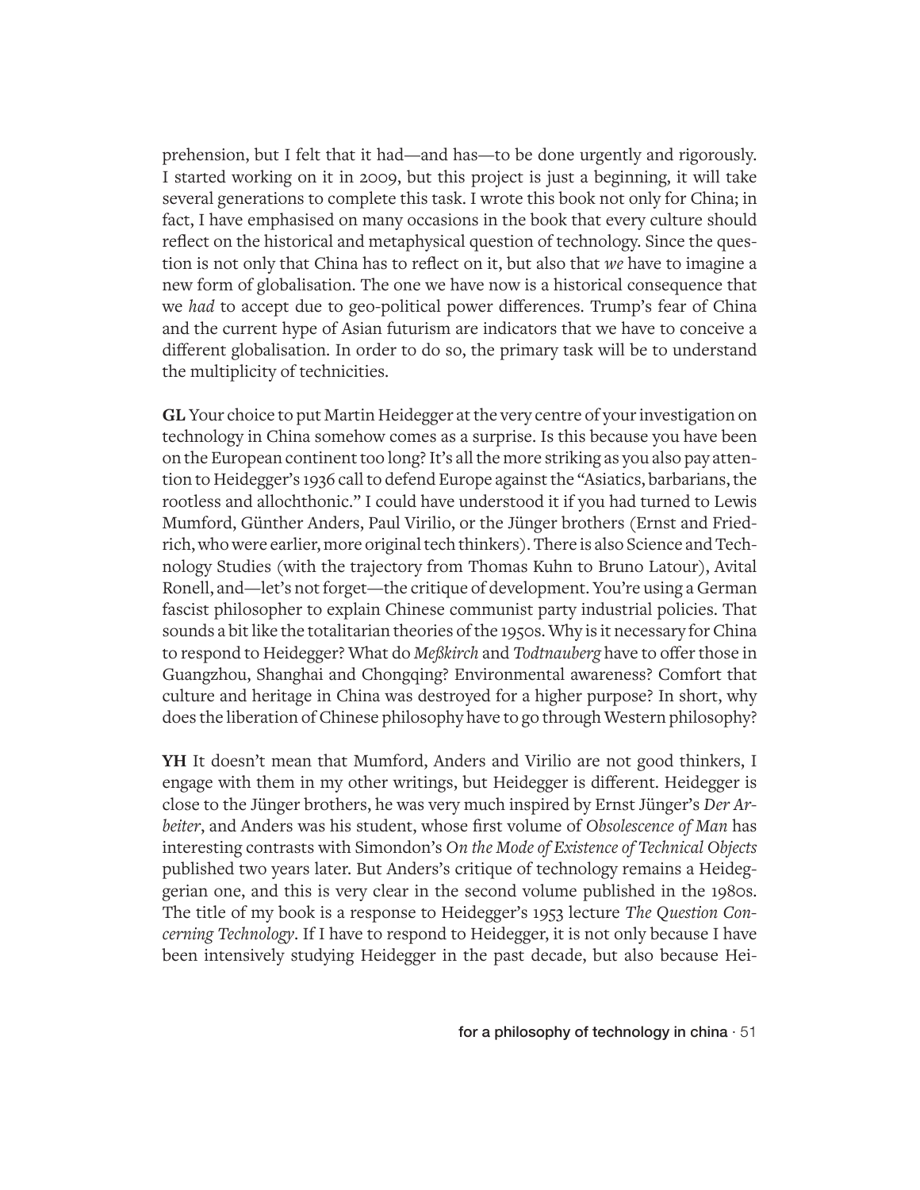prehension, but I felt that it had—and has—to be done urgently and rigorously. I started working on it in 2009, but this project is just a beginning, it will take several generations to complete this task. I wrote this book not only for China; in fact, I have emphasised on many occasions in the book that every culture should reflect on the historical and metaphysical question of technology. Since the question is not only that China has to reflect on it, but also that *we* have to imagine a new form of globalisation. The one we have now is a historical consequence that we *had* to accept due to geo-political power differences. Trump's fear of China and the current hype of Asian futurism are indicators that we have to conceive a different globalisation. In order to do so, the primary task will be to understand the multiplicity of technicities.

**GL** Your choice to put Martin Heidegger at the very centre of your investigation on technology in China somehow comes as a surprise. Is this because you have been on the European continent too long? It's all the more striking as you also pay attention to Heidegger's 1936 call to defend Europe against the "Asiatics, barbarians, the rootless and allochthonic." I could have understood it if you had turned to Lewis Mumford, Günther Anders, Paul Virilio, or the Jünger brothers (Ernst and Friedrich, who were earlier, more original tech thinkers). There is also Science and Technology Studies (with the trajectory from Thomas Kuhn to Bruno Latour), Avital Ronell, and—let's not forget—the critique of development. You're using a German fascist philosopher to explain Chinese communist party industrial policies. That sounds a bit like the totalitarian theories of the 1950s. Why is it necessary for China to respond to Heidegger? What do *Meßkirch* and *Todtnauberg* have to offer those in Guangzhou, Shanghai and Chongqing? Environmental awareness? Comfort that culture and heritage in China was destroyed for a higher purpose? In short, why does the liberation of Chinese philosophy have to go through Western philosophy?

**YH** It doesn't mean that Mumford, Anders and Virilio are not good thinkers, I engage with them in my other writings, but Heidegger is different. Heidegger is close to the Jünger brothers, he was very much inspired by Ernst Jünger's *Der Arbeiter*, and Anders was his student, whose first volume of *Obsolescence of Man* has interesting contrasts with Simondon's *On the Mode of Existence of Technical Objects* published two years later. But Anders's critique of technology remains a Heideggerian one, and this is very clear in the second volume published in the 1980s. The title of my book is a response to Heidegger's 1953 lecture *The Question Concerning Technology*. If I have to respond to Heidegger, it is not only because I have been intensively studying Heidegger in the past decade, but also because Hei-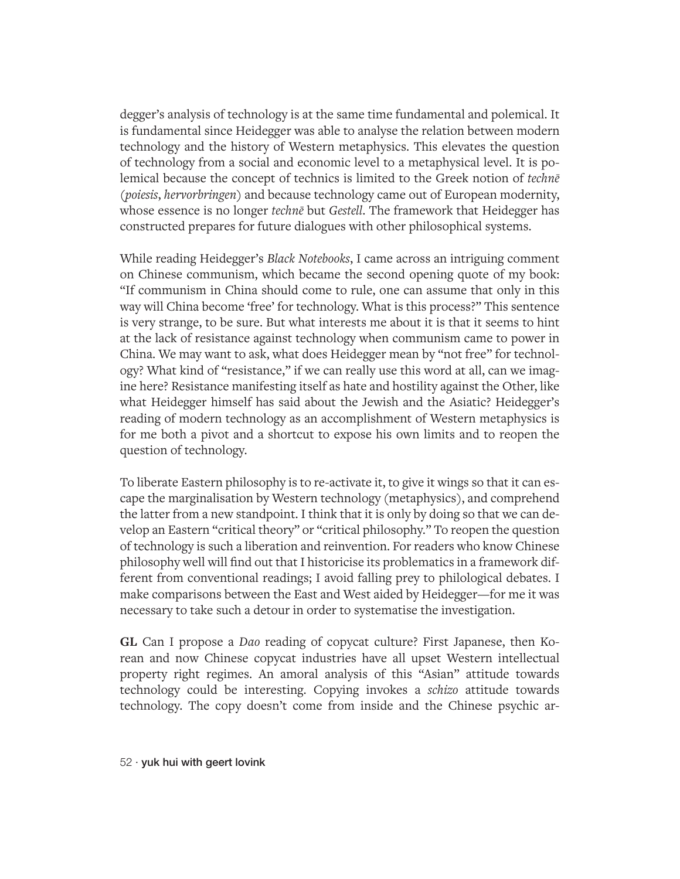degger's analysis of technology is at the same time fundamental and polemical. It is fundamental since Heidegger was able to analyse the relation between modern technology and the history of Western metaphysics. This elevates the question of technology from a social and economic level to a metaphysical level. It is polemical because the concept of technics is limited to the Greek notion of *technē* (*poiesis*, *hervorbringen*) and because technology came out of European modernity, whose essence is no longer *technē* but *Gestell*. The framework that Heidegger has constructed prepares for future dialogues with other philosophical systems.

While reading Heidegger's *Black Notebooks*, I came across an intriguing comment on Chinese communism, which became the second opening quote of my book: "If communism in China should come to rule, one can assume that only in this way will China become 'free' for technology. What is this process?" This sentence is very strange, to be sure. But what interests me about it is that it seems to hint at the lack of resistance against technology when communism came to power in China. We may want to ask, what does Heidegger mean by "not free" for technology? What kind of "resistance," if we can really use this word at all, can we imagine here? Resistance manifesting itself as hate and hostility against the Other, like what Heidegger himself has said about the Jewish and the Asiatic? Heidegger's reading of modern technology as an accomplishment of Western metaphysics is for me both a pivot and a shortcut to expose his own limits and to reopen the question of technology.

To liberate Eastern philosophy is to re-activate it, to give it wings so that it can escape the marginalisation by Western technology (metaphysics), and comprehend the latter from a new standpoint. I think that it is only by doing so that we can develop an Eastern "critical theory" or "critical philosophy." To reopen the question of technology is such a liberation and reinvention. For readers who know Chinese philosophy well will find out that I historicise its problematics in a framework different from conventional readings; I avoid falling prey to philological debates. I make comparisons between the East and West aided by Heidegger—for me it was necessary to take such a detour in order to systematise the investigation.

**GL** Can I propose a *Dao* reading of copycat culture? First Japanese, then Korean and now Chinese copycat industries have all upset Western intellectual property right regimes. An amoral analysis of this "Asian" attitude towards technology could be interesting. Copying invokes a *schizo* attitude towards technology. The copy doesn't come from inside and the Chinese psychic ar-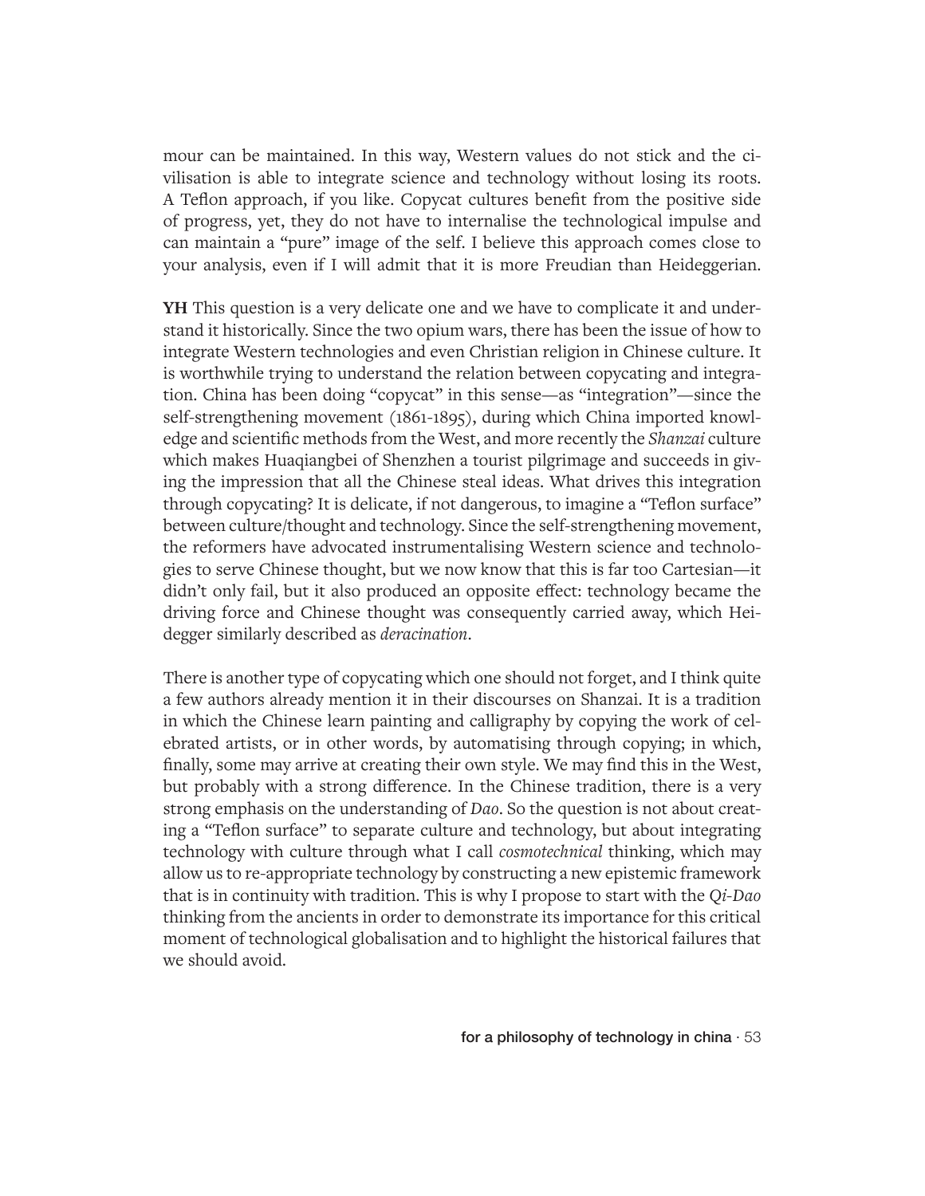mour can be maintained. In this way, Western values do not stick and the civilisation is able to integrate science and technology without losing its roots. A Teflon approach, if you like. Copycat cultures benefit from the positive side of progress, yet, they do not have to internalise the technological impulse and can maintain a "pure" image of the self. I believe this approach comes close to your analysis, even if I will admit that it is more Freudian than Heideggerian.

**YH** This question is a very delicate one and we have to complicate it and understand it historically. Since the two opium wars, there has been the issue of how to integrate Western technologies and even Christian religion in Chinese culture. It is worthwhile trying to understand the relation between copycating and integration. China has been doing "copycat" in this sense—as "integration"—since the self-strengthening movement (1861-1895), during which China imported knowledge and scientific methods from the West, and more recently the *Shanzai* culture which makes Huaqiangbei of Shenzhen a tourist pilgrimage and succeeds in giving the impression that all the Chinese steal ideas. What drives this integration through copycating? It is delicate, if not dangerous, to imagine a "Teflon surface" between culture/thought and technology. Since the self-strengthening movement, the reformers have advocated instrumentalising Western science and technologies to serve Chinese thought, but we now know that this is far too Cartesian—it didn't only fail, but it also produced an opposite effect: technology became the driving force and Chinese thought was consequently carried away, which Heidegger similarly described as *deracination*.

There is another type of copycating which one should not forget, and I think quite a few authors already mention it in their discourses on Shanzai. It is a tradition in which the Chinese learn painting and calligraphy by copying the work of celebrated artists, or in other words, by automatising through copying; in which, finally, some may arrive at creating their own style. We may find this in the West, but probably with a strong difference. In the Chinese tradition, there is a very strong emphasis on the understanding of *Dao*. So the question is not about creating a "Teflon surface" to separate culture and technology, but about integrating technology with culture through what I call *cosmotechnical* thinking, which may allow us to re-appropriate technology by constructing a new epistemic framework that is in continuity with tradition. This is why I propose to start with the *Qi-Dao* thinking from the ancients in order to demonstrate its importance for this critical moment of technological globalisation and to highlight the historical failures that we should avoid.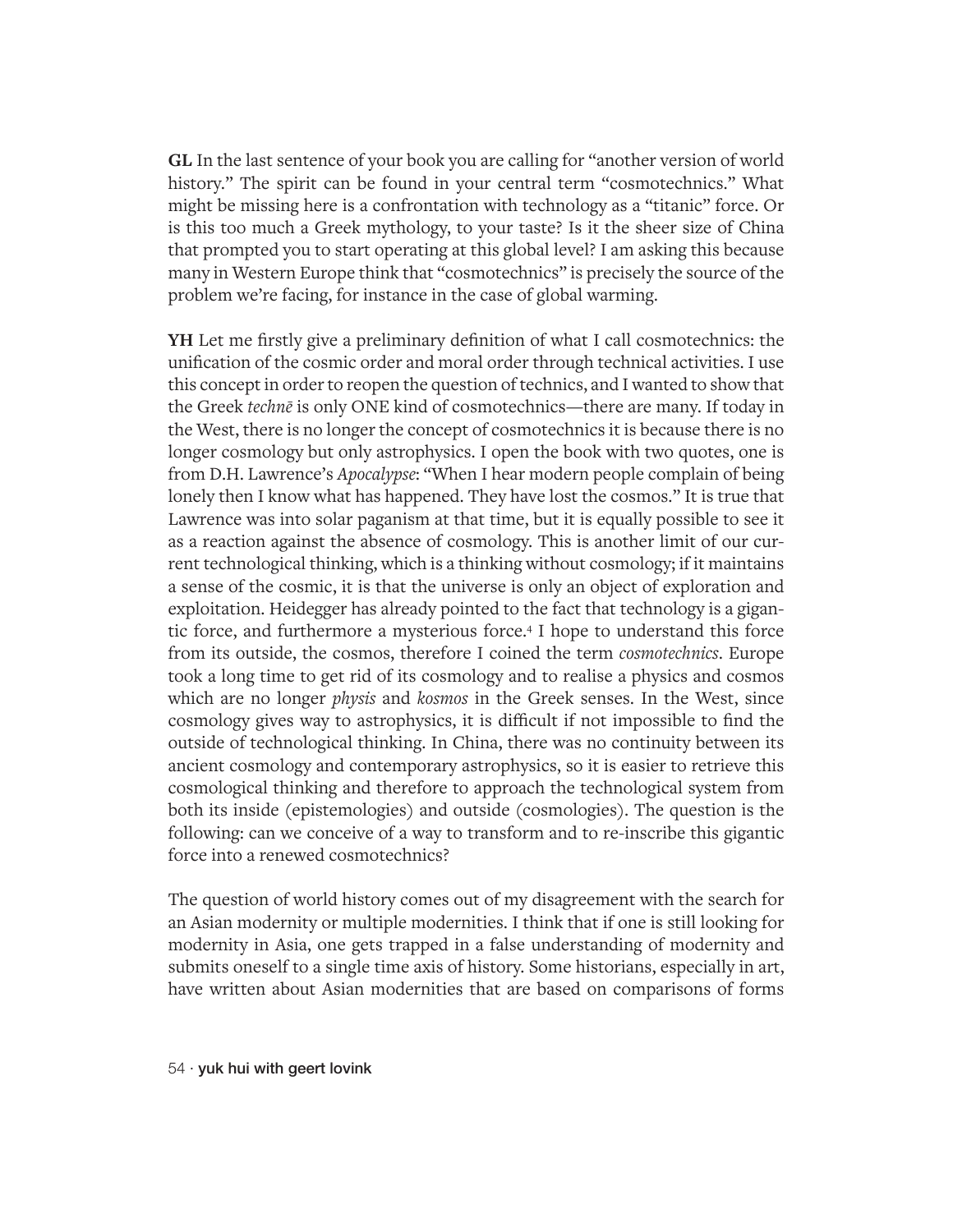**GL** In the last sentence of your book you are calling for "another version of world history." The spirit can be found in your central term "cosmotechnics." What might be missing here is a confrontation with technology as a "titanic" force. Or is this too much a Greek mythology, to your taste? Is it the sheer size of China that prompted you to start operating at this global level? I am asking this because many in Western Europe think that "cosmotechnics" is precisely the source of the problem we're facing, for instance in the case of global warming.

**YH** Let me firstly give a preliminary definition of what I call cosmotechnics: the unification of the cosmic order and moral order through technical activities. I use this concept in order to reopen the question of technics, and I wanted to show that the Greek *technē* is only ONE kind of cosmotechnics—there are many. If today in the West, there is no longer the concept of cosmotechnics it is because there is no longer cosmology but only astrophysics. I open the book with two quotes, one is from D.H. Lawrence's *Apocalypse*: "When I hear modern people complain of being lonely then I know what has happened. They have lost the cosmos." It is true that Lawrence was into solar paganism at that time, but it is equally possible to see it as a reaction against the absence of cosmology. This is another limit of our current technological thinking, which is a thinking without cosmology; if it maintains a sense of the cosmic, it is that the universe is only an object of exploration and exploitation. Heidegger has already pointed to the fact that technology is a gigantic force, and furthermore a mysterious force.[4] I hope to understand this force from its outside, the cosmos, therefore I coined the term *cosmotechnics*. Europe took a long time to get rid of its cosmology and to realise a physics and cosmos which are no longer *physis* and *kosmos* in the Greek senses. In the West, since cosmology gives way to astrophysics, it is difficult if not impossible to find the outside of technological thinking. In China, there was no continuity between its ancient cosmology and contemporary astrophysics, so it is easier to retrieve this cosmological thinking and therefore to approach the technological system from both its inside (epistemologies) and outside (cosmologies). The question is the following: can we conceive of a way to transform and to re-inscribe this gigantic force into a renewed cosmotechnics?

The question of world history comes out of my disagreement with the search for an Asian modernity or multiple modernities. I think that if one is still looking for modernity in Asia, one gets trapped in a false understanding of modernity and submits oneself to a single time axis of history. Some historians, especially in art, have written about Asian modernities that are based on comparisons of forms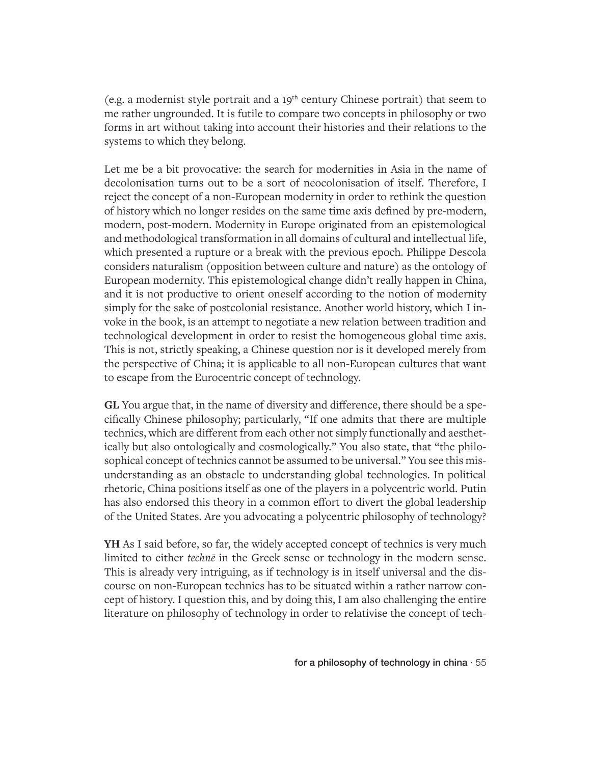(e.g. a modernist style portrait and a 19th century Chinese portrait) that seem to me rather ungrounded. It is futile to compare two concepts in philosophy or two forms in art without taking into account their histories and their relations to the systems to which they belong.

Let me be a bit provocative: the search for modernities in Asia in the name of decolonisation turns out to be a sort of neocolonisation of itself. Therefore, I reject the concept of a non-European modernity in order to rethink the question of history which no longer resides on the same time axis defined by pre-modern, modern, post-modern. Modernity in Europe originated from an epistemological and methodological transformation in all domains of cultural and intellectual life, which presented a rupture or a break with the previous epoch. Philippe Descola considers naturalism (opposition between culture and nature) as the ontology of European modernity. This epistemological change didn't really happen in China, and it is not productive to orient oneself according to the notion of modernity simply for the sake of postcolonial resistance. Another world history, which I invoke in the book, is an attempt to negotiate a new relation between tradition and technological development in order to resist the homogeneous global time axis. This is not, strictly speaking, a Chinese question nor is it developed merely from the perspective of China; it is applicable to all non-European cultures that want to escape from the Eurocentric concept of technology.

**GL** You argue that, in the name of diversity and difference, there should be a specifically Chinese philosophy; particularly, "If one admits that there are multiple technics, which are different from each other not simply functionally and aesthetically but also ontologically and cosmologically." You also state, that "the philosophical concept of technics cannot be assumed to be universal." You see this misunderstanding as an obstacle to understanding global technologies. In political rhetoric, China positions itself as one of the players in a polycentric world. Putin has also endorsed this theory in a common effort to divert the global leadership of the United States. Are you advocating a polycentric philosophy of technology?

**YH** As I said before, so far, the widely accepted concept of technics is very much limited to either *technē* in the Greek sense or technology in the modern sense. This is already very intriguing, as if technology is in itself universal and the discourse on non-European technics has to be situated within a rather narrow concept of history. I question this, and by doing this, I am also challenging the entire literature on philosophy of technology in order to relativise the concept of tech-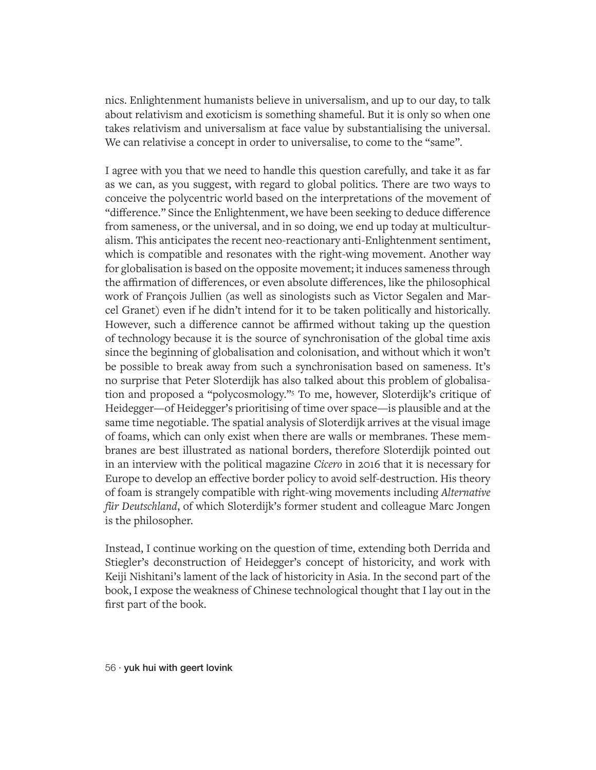nics. Enlightenment humanists believe in universalism, and up to our day, to talk about relativism and exoticism is something shameful. But it is only so when one takes relativism and universalism at face value by substantialising the universal. We can relativise a concept in order to universalise, to come to the "same".

I agree with you that we need to handle this question carefully, and take it as far as we can, as you suggest, with regard to global politics. There are two ways to conceive the polycentric world based on the interpretations of the movement of "difference." Since the Enlightenment, we have been seeking to deduce difference from sameness, or the universal, and in so doing, we end up today at multiculturalism. This anticipates the recent neo-reactionary anti-Enlightenment sentiment, which is compatible and resonates with the right-wing movement. Another way for globalisation is based on the opposite movement; it induces sameness through the affirmation of differences, or even absolute differences, like the philosophical work of François Jullien (as well as sinologists such as Victor Segalen and Marcel Granet) even if he didn't intend for it to be taken politically and historically. However, such a difference cannot be affirmed without taking up the question of technology because it is the source of synchronisation of the global time axis since the beginning of globalisation and colonisation, and without which it won't be possible to break away from such a synchronisation based on sameness. It's no surprise that Peter Sloterdijk has also talked about this problem of globalisation and proposed a "polycosmology."[5] To me, however, Sloterdijk's critique of Heidegger—of Heidegger's prioritising of time over space—is plausible and at the same time negotiable. The spatial analysis of Sloterdijk arrives at the visual image of foams, which can only exist when there are walls or membranes. These membranes are best illustrated as national borders, therefore Sloterdijk pointed out in an interview with the political magazine *Cicero* in 2016 that it is necessary for Europe to develop an effective border policy to avoid self-destruction. His theory of foam is strangely compatible with right-wing movements including *Alternative für Deutschland*, of which Sloterdijk's former student and colleague Marc Jongen is the philosopher.

Instead, I continue working on the question of time, extending both Derrida and Stiegler's deconstruction of Heidegger's concept of historicity, and work with Keiji Nishitani's lament of the lack of historicity in Asia. In the second part of the book, I expose the weakness of Chinese technological thought that I lay out in the first part of the book.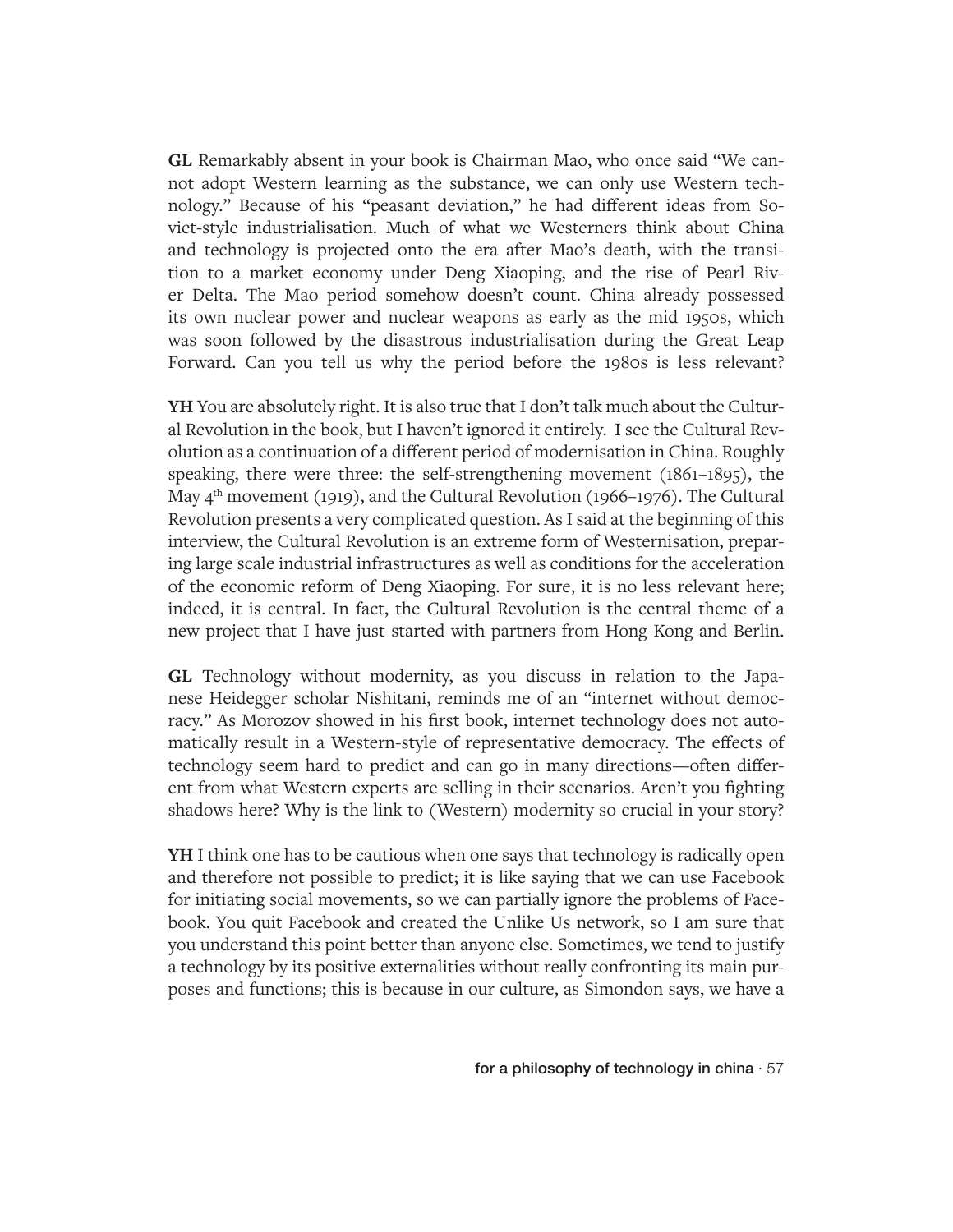**GL** Remarkably absent in your book is Chairman Mao, who once said "We cannot adopt Western learning as the substance, we can only use Western technology." Because of his "peasant deviation," he had different ideas from Soviet-style industrialisation. Much of what we Westerners think about China and technology is projected onto the era after Mao's death, with the transition to a market economy under Deng Xiaoping, and the rise of Pearl River Delta. The Mao period somehow doesn't count. China already possessed its own nuclear power and nuclear weapons as early as the mid 1950s, which was soon followed by the disastrous industrialisation during the Great Leap Forward. Can you tell us why the period before the 1980s is less relevant?

**YH** You are absolutely right. It is also true that I don't talk much about the Cultural Revolution in the book, but I haven't ignored it entirely. I see the Cultural Revolution as a continuation of a different period of modernisation in China. Roughly speaking, there were three: the self-strengthening movement (1861–1895), the May 4th movement (1919), and the Cultural Revolution (1966–1976). The Cultural Revolution presents a very complicated question. As I said at the beginning of this interview, the Cultural Revolution is an extreme form of Westernisation, preparing large scale industrial infrastructures as well as conditions for the acceleration of the economic reform of Deng Xiaoping. For sure, it is no less relevant here; indeed, it is central. In fact, the Cultural Revolution is the central theme of a new project that I have just started with partners from Hong Kong and Berlin.

**GL** Technology without modernity, as you discuss in relation to the Japanese Heidegger scholar Nishitani, reminds me of an "internet without democracy." As Morozov showed in his first book, internet technology does not automatically result in a Western-style of representative democracy. The effects of technology seem hard to predict and can go in many directions—often different from what Western experts are selling in their scenarios. Aren't you fighting shadows here? Why is the link to (Western) modernity so crucial in your story?

**YH** I think one has to be cautious when one says that technology is radically open and therefore not possible to predict; it is like saying that we can use Facebook for initiating social movements, so we can partially ignore the problems of Facebook. You quit Facebook and created the Unlike Us network, so I am sure that you understand this point better than anyone else. Sometimes, we tend to justify a technology by its positive externalities without really confronting its main purposes and functions; this is because in our culture, as Simondon says, we have a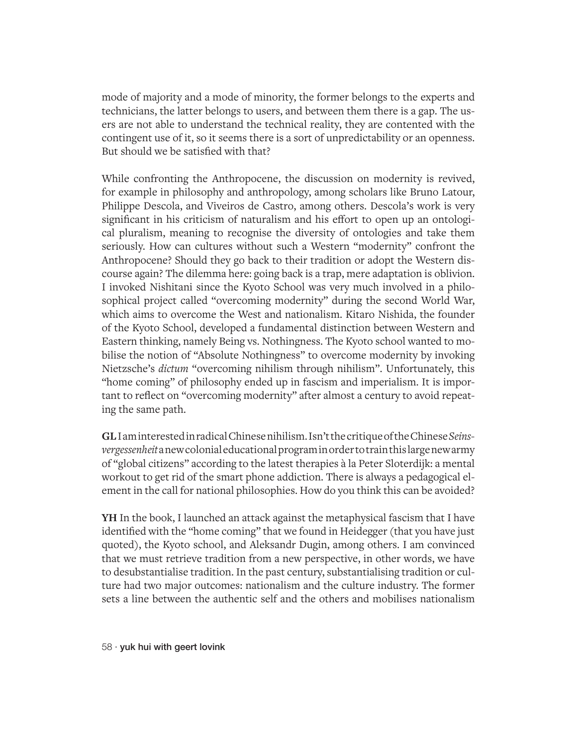mode of majority and a mode of minority, the former belongs to the experts and technicians, the latter belongs to users, and between them there is a gap. The users are not able to understand the technical reality, they are contented with the contingent use of it, so it seems there is a sort of unpredictability or an openness. But should we be satisfied with that?

While confronting the Anthropocene, the discussion on modernity is revived, for example in philosophy and anthropology, among scholars like Bruno Latour, Philippe Descola, and Viveiros de Castro, among others. Descola's work is very significant in his criticism of naturalism and his effort to open up an ontological pluralism, meaning to recognise the diversity of ontologies and take them seriously. How can cultures without such a Western "modernity" confront the Anthropocene? Should they go back to their tradition or adopt the Western discourse again? The dilemma here: going back is a trap, mere adaptation is oblivion. I invoked Nishitani since the Kyoto School was very much involved in a philosophical project called "overcoming modernity" during the second World War, which aims to overcome the West and nationalism. Kitaro Nishida, the founder of the Kyoto School, developed a fundamental distinction between Western and Eastern thinking, namely Being vs. Nothingness. The Kyoto school wanted to mobilise the notion of "Absolute Nothingness" to overcome modernity by invoking Nietzsche's *dictum* "overcoming nihilism through nihilism". Unfortunately, this "home coming" of philosophy ended up in fascism and imperialism. It is important to reflect on "overcoming modernity" after almost a century to avoid repeating the same path.

**GL** I am interested in radical Chinese nihilism. Isn't the critique of the Chinese *Seinsvergessenheit* a new colonial educational program in order to train this large new army of "global citizens" according to the latest therapies à la Peter Sloterdijk: a mental workout to get rid of the smart phone addiction. There is always a pedagogical element in the call for national philosophies. How do you think this can be avoided?

**YH** In the book, I launched an attack against the metaphysical fascism that I have identified with the "home coming" that we found in Heidegger (that you have just quoted), the Kyoto school, and Aleksandr Dugin, among others. I am convinced that we must retrieve tradition from a new perspective, in other words, we have to desubstantialise tradition. In the past century, substantialising tradition or culture had two major outcomes: nationalism and the culture industry. The former sets a line between the authentic self and the others and mobilises nationalism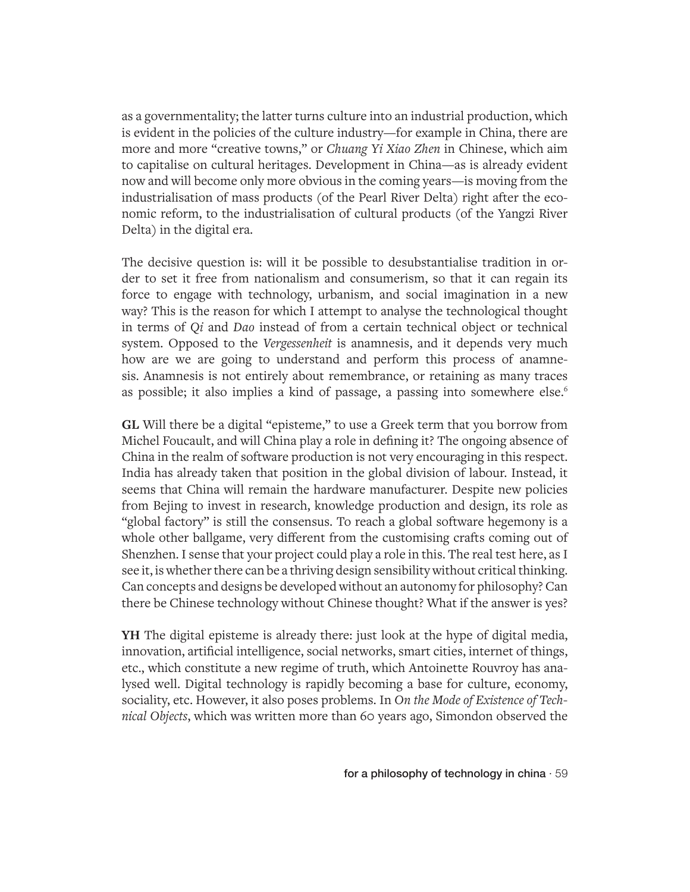as a governmentality; the latter turns culture into an industrial production, which is evident in the policies of the culture industry—for example in China, there are more and more "creative towns," or *Chuang Yi Xiao Zhen* in Chinese, which aim to capitalise on cultural heritages. Development in China—as is already evident now and will become only more obvious in the coming years—is moving from the industrialisation of mass products (of the Pearl River Delta) right after the economic reform, to the industrialisation of cultural products (of the Yangzi River Delta) in the digital era.

The decisive question is: will it be possible to desubstantialise tradition in order to set it free from nationalism and consumerism, so that it can regain its force to engage with technology, urbanism, and social imagination in a new way? This is the reason for which I attempt to analyse the technological thought in terms of *Qi* and *Dao* instead of from a certain technical object or technical system. Opposed to the *Vergessenheit* is anamnesis, and it depends very much how are we are going to understand and perform this process of anamnesis. Anamnesis is not entirely about remembrance, or retaining as many traces as possible; it also implies a kind of passage, a passing into somewhere else.[6]

**GL** Will there be a digital "episteme," to use a Greek term that you borrow from Michel Foucault, and will China play a role in defining it? The ongoing absence of China in the realm of software production is not very encouraging in this respect. India has already taken that position in the global division of labour. Instead, it seems that China will remain the hardware manufacturer. Despite new policies from Bejing to invest in research, knowledge production and design, its role as "global factory" is still the consensus. To reach a global software hegemony is a whole other ballgame, very different from the customising crafts coming out of Shenzhen. I sense that your project could play a role in this. The real test here, as I see it, is whether there can be a thriving design sensibility without critical thinking. Can concepts and designs be developed without an autonomy for philosophy? Can there be Chinese technology without Chinese thought? What if the answer is yes?

**YH** The digital episteme is already there: just look at the hype of digital media, innovation, artificial intelligence, social networks, smart cities, internet of things, etc., which constitute a new regime of truth, which Antoinette Rouvroy has analysed well. Digital technology is rapidly becoming a base for culture, economy, sociality, etc. However, it also poses problems. In *On the Mode of Existence of Technical Objects*, which was written more than 60 years ago, Simondon observed the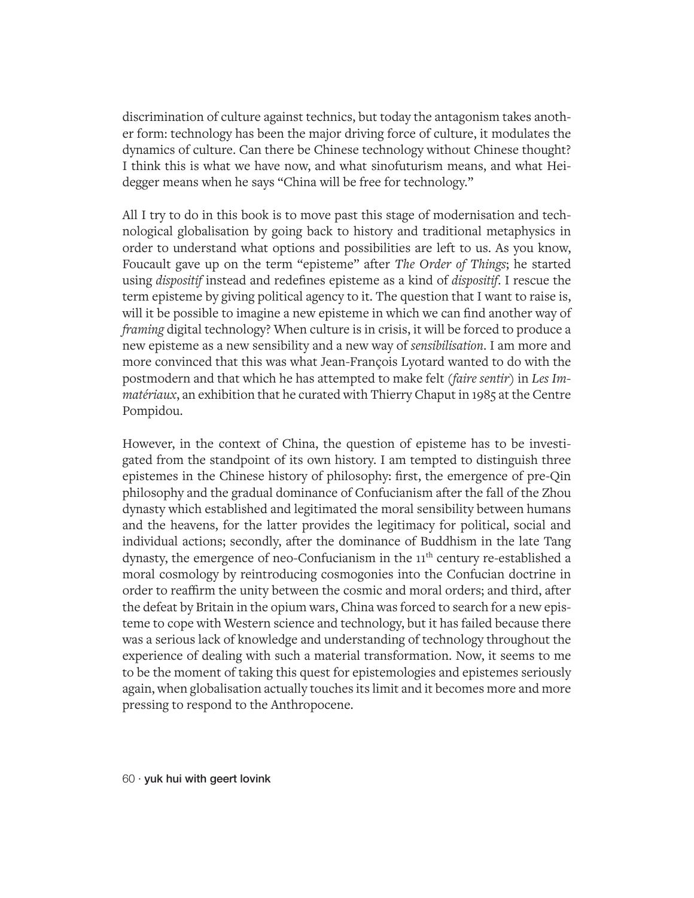discrimination of culture against technics, but today the antagonism takes another form: technology has been the major driving force of culture, it modulates the dynamics of culture. Can there be Chinese technology without Chinese thought? I think this is what we have now, and what sinofuturism means, and what Heidegger means when he says "China will be free for technology."

All I try to do in this book is to move past this stage of modernisation and technological globalisation by going back to history and traditional metaphysics in order to understand what options and possibilities are left to us. As you know, Foucault gave up on the term "episteme" after *The Order of Things*; he started using *dispositif* instead and redefines episteme as a kind of *dispositif*. I rescue the term episteme by giving political agency to it. The question that I want to raise is, will it be possible to imagine a new episteme in which we can find another way of *framing* digital technology? When culture is in crisis, it will be forced to produce a new episteme as a new sensibility and a new way of *sensibilisation*. I am more and more convinced that this was what Jean-François Lyotard wanted to do with the postmodern and that which he has attempted to make felt (*faire sentir*) in *Les Immatériaux*, an exhibition that he curated with Thierry Chaput in 1985 at the Centre Pompidou.

However, in the context of China, the question of episteme has to be investigated from the standpoint of its own history. I am tempted to distinguish three epistemes in the Chinese history of philosophy: first, the emergence of pre-Qin philosophy and the gradual dominance of Confucianism after the fall of the Zhou dynasty which established and legitimated the moral sensibility between humans and the heavens, for the latter provides the legitimacy for political, social and individual actions; secondly, after the dominance of Buddhism in the late Tang dynasty, the emergence of neo-Confucianism in the 11th century re-established a moral cosmology by reintroducing cosmogonies into the Confucian doctrine in order to reaffirm the unity between the cosmic and moral orders; and third, after the defeat by Britain in the opium wars, China was forced to search for a new episteme to cope with Western science and technology, but it has failed because there was a serious lack of knowledge and understanding of technology throughout the experience of dealing with such a material transformation. Now, it seems to me to be the moment of taking this quest for epistemologies and epistemes seriously again, when globalisation actually touches its limit and it becomes more and more pressing to respond to the Anthropocene.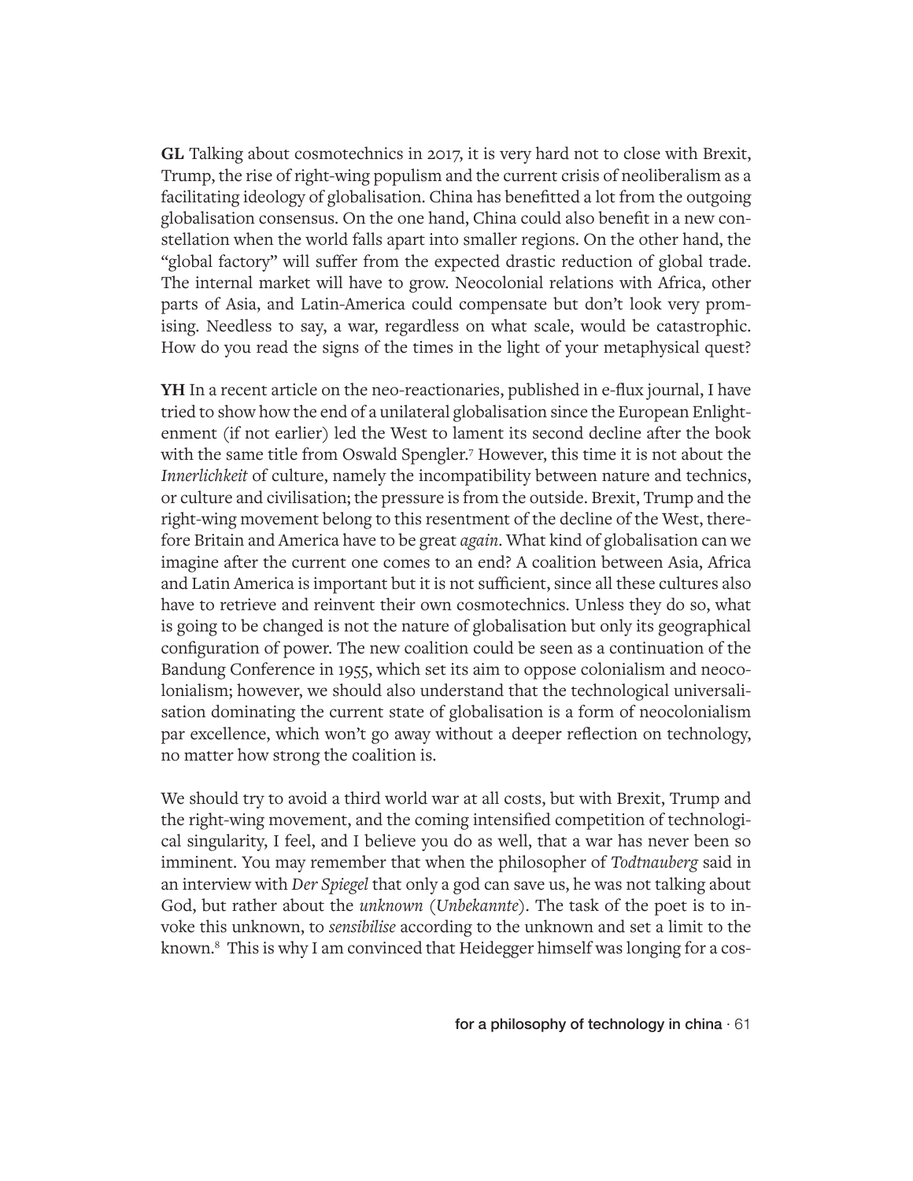**GL** Talking about cosmotechnics in 2017, it is very hard not to close with Brexit, Trump, the rise of right-wing populism and the current crisis of neoliberalism as a facilitating ideology of globalisation. China has benefitted a lot from the outgoing globalisation consensus. On the one hand, China could also benefit in a new constellation when the world falls apart into smaller regions. On the other hand, the "global factory" will suffer from the expected drastic reduction of global trade. The internal market will have to grow. Neocolonial relations with Africa, other parts of Asia, and Latin-America could compensate but don't look very promising. Needless to say, a war, regardless on what scale, would be catastrophic. How do you read the signs of the times in the light of your metaphysical quest?

**YH** In a recent article on the neo-reactionaries, published in e-flux journal, I have tried to show how the end of a unilateral globalisation since the European Enlightenment (if not earlier) led the West to lament its second decline after the book with the same title from Oswald Spengler.[7] However, this time it is not about the *Innerlichkeit* of culture, namely the incompatibility between nature and technics, or culture and civilisation; the pressure is from the outside. Brexit, Trump and the right-wing movement belong to this resentment of the decline of the West, therefore Britain and America have to be great *again*. What kind of globalisation can we imagine after the current one comes to an end? A coalition between Asia, Africa and Latin America is important but it is not sufficient, since all these cultures also have to retrieve and reinvent their own cosmotechnics. Unless they do so, what is going to be changed is not the nature of globalisation but only its geographical configuration of power. The new coalition could be seen as a continuation of the Bandung Conference in 1955, which set its aim to oppose colonialism and neocolonialism; however, we should also understand that the technological universalisation dominating the current state of globalisation is a form of neocolonialism par excellence, which won't go away without a deeper reflection on technology, no matter how strong the coalition is.

We should try to avoid a third world war at all costs, but with Brexit, Trump and the right-wing movement, and the coming intensified competition of technological singularity, I feel, and I believe you do as well, that a war has never been so imminent. You may remember that when the philosopher of *Todtnauberg* said in an interview with *Der Spiegel* that only a god can save us, he was not talking about God, but rather about the *unknown* (*Unbekannte*). The task of the poet is to invoke this unknown, to *sensibilise* according to the unknown and set a limit to the known.[8] This is why I am convinced that Heidegger himself was longing for a cos-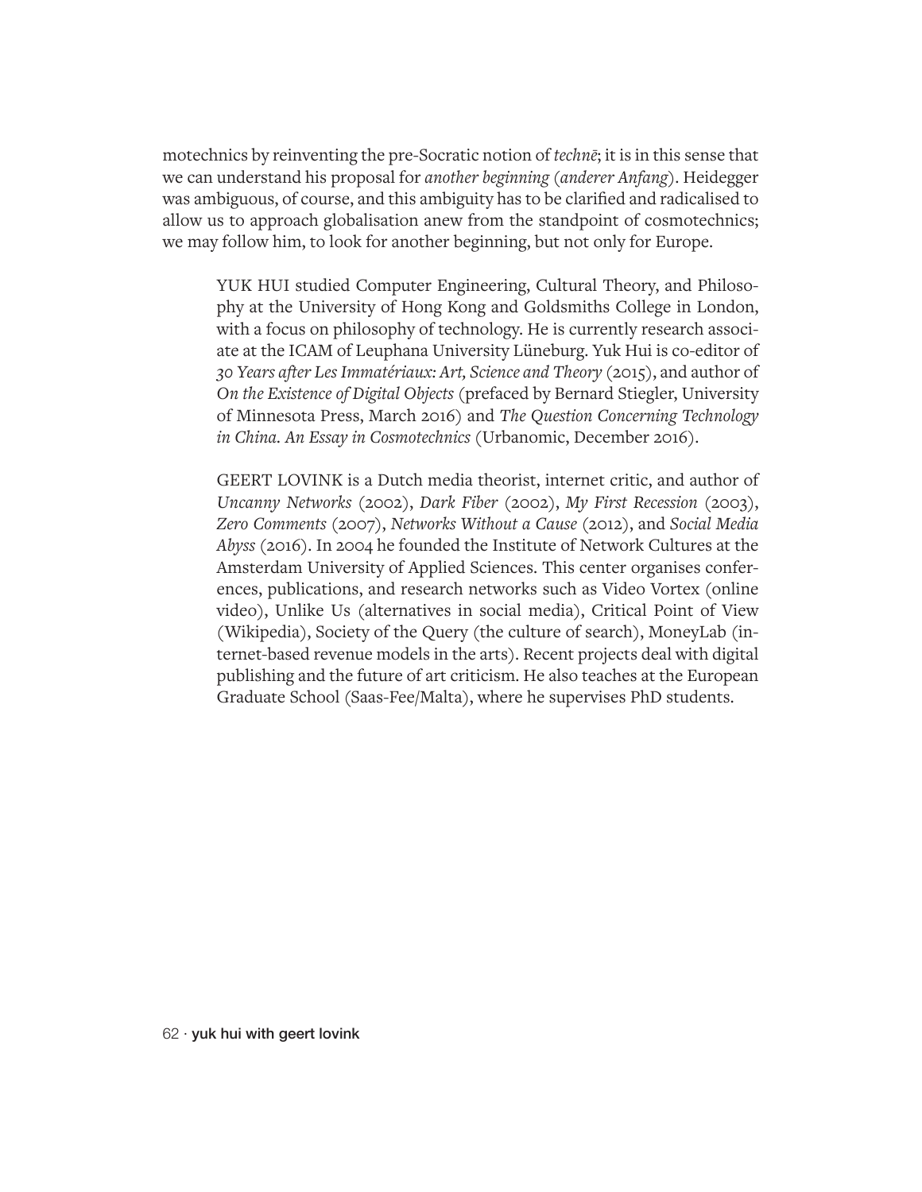motechnics by reinventing the pre-Socratic notion of *technē*; it is in this sense that we can understand his proposal for *another beginning* (*anderer Anfang*). Heidegger was ambiguous, of course, and this ambiguity has to be clarified and radicalised to allow us to approach globalisation anew from the standpoint of cosmotechnics; we may follow him, to look for another beginning, but not only for Europe.

> YUK HUI studied Computer Engineering, Cultural Theory, and Philosophy at the University of Hong Kong and Goldsmiths College in London, with a focus on philosophy of technology. He is currently research associate at the ICAM of Leuphana University Lüneburg. Yuk Hui is co-editor of *30 Years after Les Immatériaux: Art, Science and Theory* (2015), and author of *On the Existence of Digital Objects* (prefaced by Bernard Stiegler, University of Minnesota Press, March 2016) and *The Question Concerning Technology in China. An Essay in Cosmotechnics* (Urbanomic, December 2016).

> GEERT LOVINK is a Dutch media theorist, internet critic, and author of *Uncanny Networks* (2002), *Dark Fiber* (2002), *My First Recession* (2003), *Zero Comments* (2007), *Networks Without a Cause* (2012), and *Social Media Abyss* (2016). In 2004 he founded the Institute of Network Cultures at the Amsterdam University of Applied Sciences. This center organises conferences, publications, and research networks such as Video Vortex (online video), Unlike Us (alternatives in social media), Critical Point of View (Wikipedia), Society of the Query (the culture of search), MoneyLab (internet-based revenue models in the arts). Recent projects deal with digital publishing and the future of art criticism. He also teaches at the European Graduate School (Saas-Fee/Malta), where he supervises PhD students.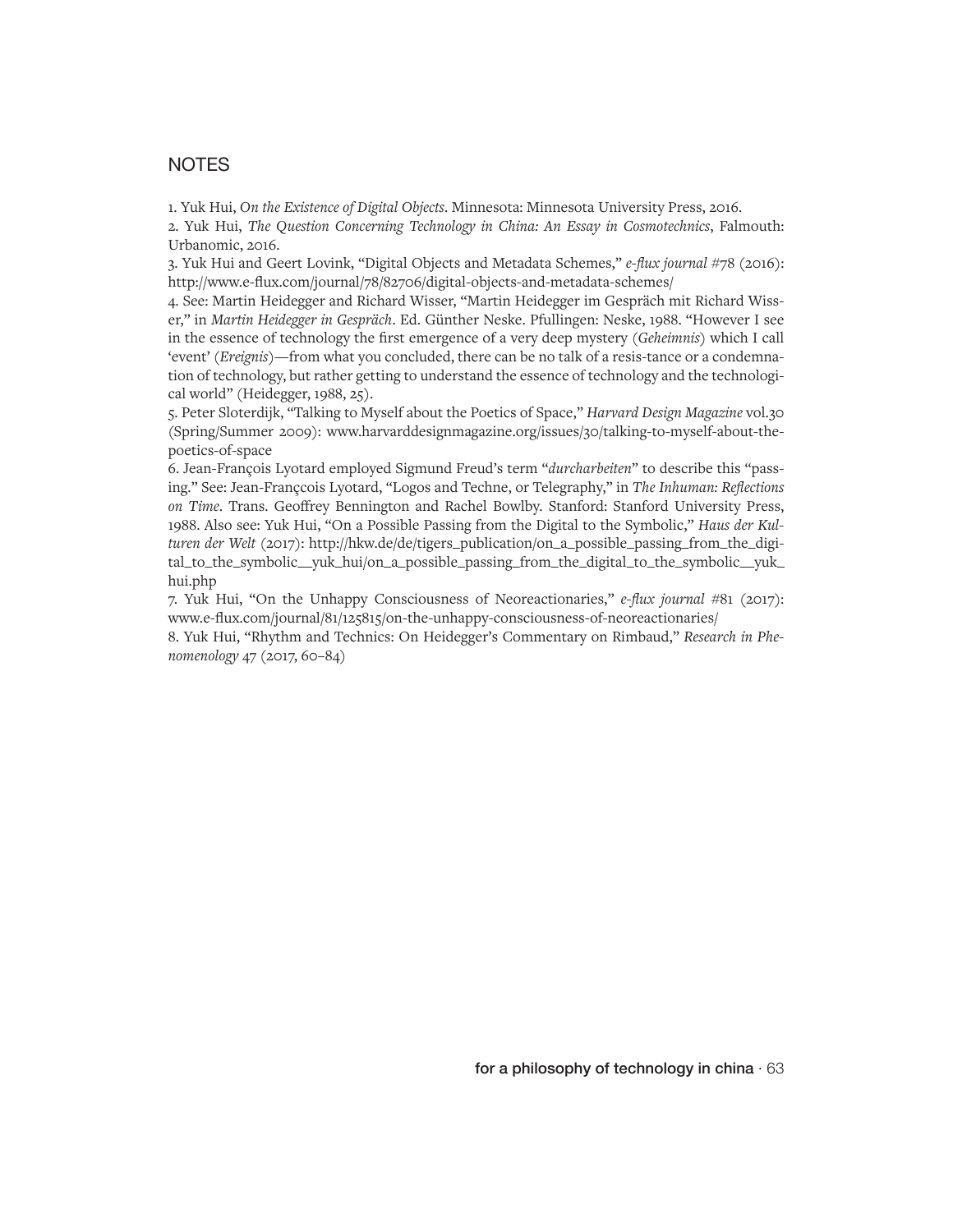## NOTES

1. Yuk Hui, *On the Existence of Digital Objects*. Minnesota: Minnesota University Press, 2016.
2. Yuk Hui, *The Question Concerning Technology in China: An Essay in Cosmotechnics*, Falmouth: Urbanomic, 2016.
3. Yuk Hui and Geert Lovink, "Digital Objects and Metadata Schemes," *e-flux journal* #78 (2016): http://www.e-flux.com/journal/78/82706/digital-objects-and-metadata-schemes/
4. See: Martin Heidegger and Richard Wisser, "Martin Heidegger im Gespräch mit Richard Wisser," in *Martin Heidegger in Gespräch*. Ed. Günther Neske. Pfullingen: Neske, 1988. "However I see in the essence of technology the first emergence of a very deep mystery (*Geheimnis*) which I call 'event' (*Ereignis*)—from what you concluded, there can be no talk of a resis-tance or a condemnation of technology, but rather getting to understand the essence of technology and the technological world" (Heidegger, 1988, 25).
5. Peter Sloterdijk, "Talking to Myself about the Poetics of Space," *Harvard Design Magazine* vol.30 (Spring/Summer 2009): www.harvarddesignmagazine.org/issues/30/talking-to-myself-about-the-poetics-of-space
6. Jean-François Lyotard employed Sigmund Freud's term "*durcharbeiten*" to describe this "passing." See: Jean-Françcois Lyotard, "Logos and Techne, or Telegraphy," in *The Inhuman: Reflections on Time*. Trans. Geoffrey Bennington and Rachel Bowlby. Stanford: Stanford University Press, 1988. Also see: Yuk Hui, "On a Possible Passing from the Digital to the Symbolic," *Haus der Kulturen der Welt* (2017): http://hkw.de/de/tigers_publication/on_a_possible_passing_from_the_digital_to_the_symbolic__yuk_hui/on_a_possible_passing_from_the_digital_to_the_symbolic__yuk_hui.php
7. Yuk Hui, "On the Unhappy Consciousness of Neoreactionaries," *e-flux journal* #81 (2017): www.e-flux.com/journal/81/125815/on-the-unhappy-consciousness-of-neoreactionaries/
8. Yuk Hui, "Rhythm and Technics: On Heidegger's Commentary on Rimbaud," *Research in Phenomenology* 47 (2017, 60–84)